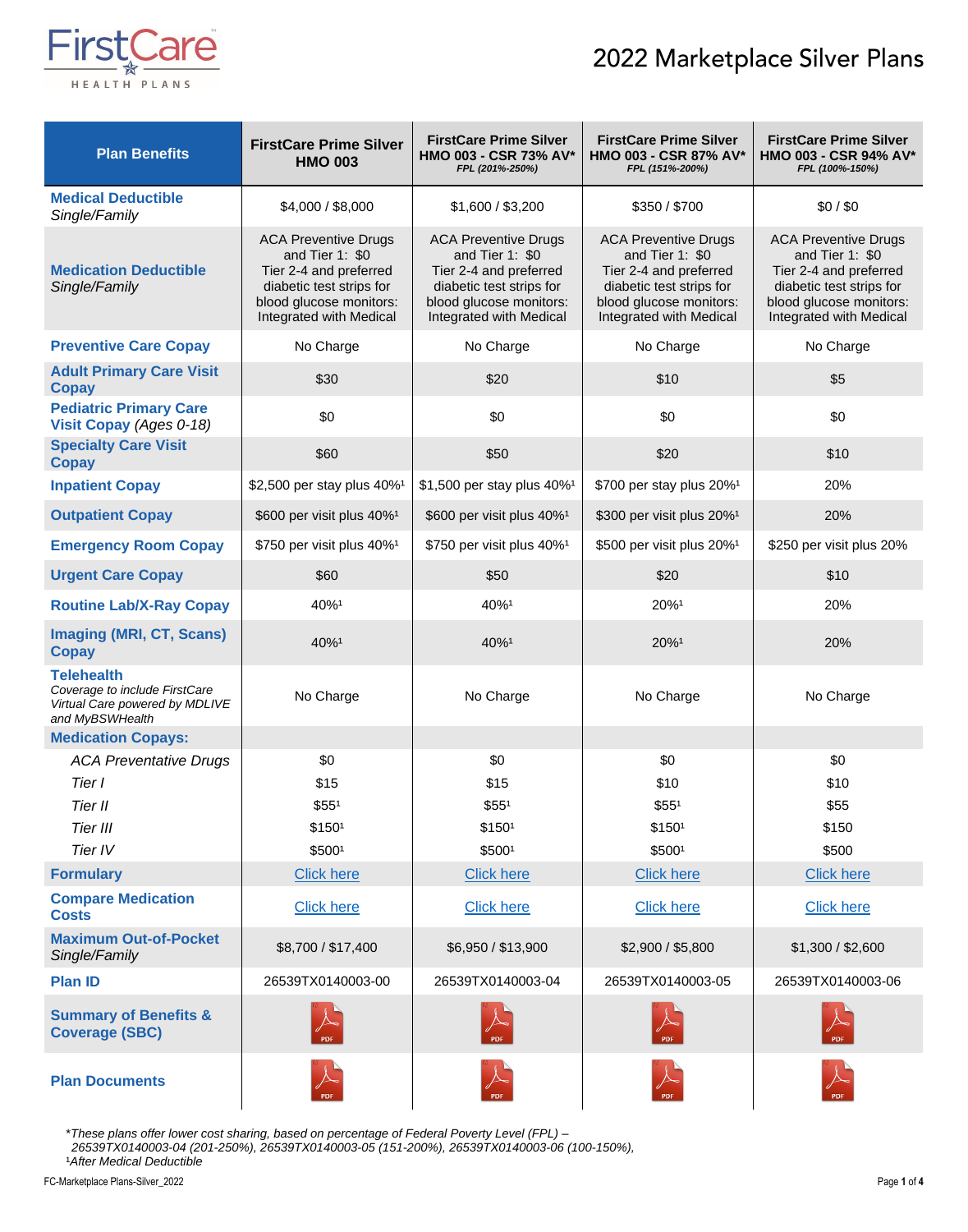FirstCare HEALTH PLANS

# 2022 Marketplace Silver Plans

| Plan Benefits | FirstCare Prime Silver HMO 003 | FirstCare Prime Silver HMO 003 - CSR 73% AV* *FPL (201%-250%)* | FirstCare Prime Silver HMO 003 - CSR 87% AV* *FPL (151%-200%)* | FirstCare Prime Silver HMO 003 - CSR 94% AV* *FPL (100%-150%)* |
|---|---|---|---|---|
| **Medical Deductible** *Single/Family* | $4,000 / $8,000 | $1,600 / $3,200 | $350 / $700 | $0 / $0 |
| **Medication Deductible** *Single/Family* | ACA Preventive Drugs and Tier 1: $0 Tier 2-4 and preferred diabetic test strips for blood glucose monitors: Integrated with Medical | ACA Preventive Drugs and Tier 1: $0 Tier 2-4 and preferred diabetic test strips for blood glucose monitors: Integrated with Medical | ACA Preventive Drugs and Tier 1: $0 Tier 2-4 and preferred diabetic test strips for blood glucose monitors: Integrated with Medical | ACA Preventive Drugs and Tier 1: $0 Tier 2-4 and preferred diabetic test strips for blood glucose monitors: Integrated with Medical |
| **Preventive Care Copay** | No Charge | No Charge | No Charge | No Charge |
| **Adult Primary Care Visit Copay** | $30 | $20 | $10 | $5 |
| **Pediatric Primary Care Visit Copay** *(Ages 0-18)* | $0 | $0 | $0 | $0 |
| **Specialty Care Visit Copay** | $60 | $50 | $20 | $10 |
| **Inpatient Copay** | $2,500 per stay plus 40%[1] | $1,500 per stay plus 40%[1] | $700 per stay plus 20%[1] | 20% |
| **Outpatient Copay** | $600 per visit plus 40%[1] | $600 per visit plus 40%[1] | $300 per visit plus 20%[1] | 20% |
| **Emergency Room Copay** | $750 per visit plus 40%[1] | $750 per visit plus 40%[1] | $500 per visit plus 20%[1] | $250 per visit plus 20% |
| **Urgent Care Copay** | $60 | $50 | $20 | $10 |
| **Routine Lab/X-Ray Copay** | 40%[1] | 40%[1] | 20%[1] | 20% |
| **Imaging (MRI, CT, Scans) Copay** | 40%[1] | 40%[1] | 20%[1] | 20% |
| **Telehealth** *Coverage to include FirstCare Virtual Care powered by MDLIVE and MyBSWHealth* | No Charge | No Charge | No Charge | No Charge |
| **Medication Copays:** | | | | |
| *ACA Preventative Drugs* | $0 | $0 | $0 | $0 |
| *Tier I* | $15 | $15 | $10 | $10 |
| *Tier II* | $55[1] | $55[1] | $55[1] | $55 |
| *Tier III* | $150[1] | $150[1] | $150[1] | $150 |
| *Tier IV* | $500[1] | $500[1] | $500[1] | $500 |
| **Formulary** | Click here | Click here | Click here | Click here |
| **Compare Medication Costs** | Click here | Click here | Click here | Click here |
| **Maximum Out-of-Pocket** *Single/Family* | $8,700 / $17,400 | $6,950 / $13,900 | $2,900 / $5,800 | $1,300 / $2,600 |
| **Plan ID** | 26539TX0140003-00 | 26539TX0140003-04 | 26539TX0140003-05 | 26539TX0140003-06 |
| **Summary of Benefits & Coverage (SBC)** | PDF | PDF | PDF | PDF |
| **Plan Documents** | PDF | PDF | PDF | PDF |

*\*These plans offer lower cost sharing, based on percentage of Federal Poverty Level (FPL) – 26539TX0140003-04 (201-250%), 26539TX0140003-05 (151-200%), 26539TX0140003-06 (100-150%),*

*[1]After Medical Deductible*

FC-Marketplace Plans-Silver_2022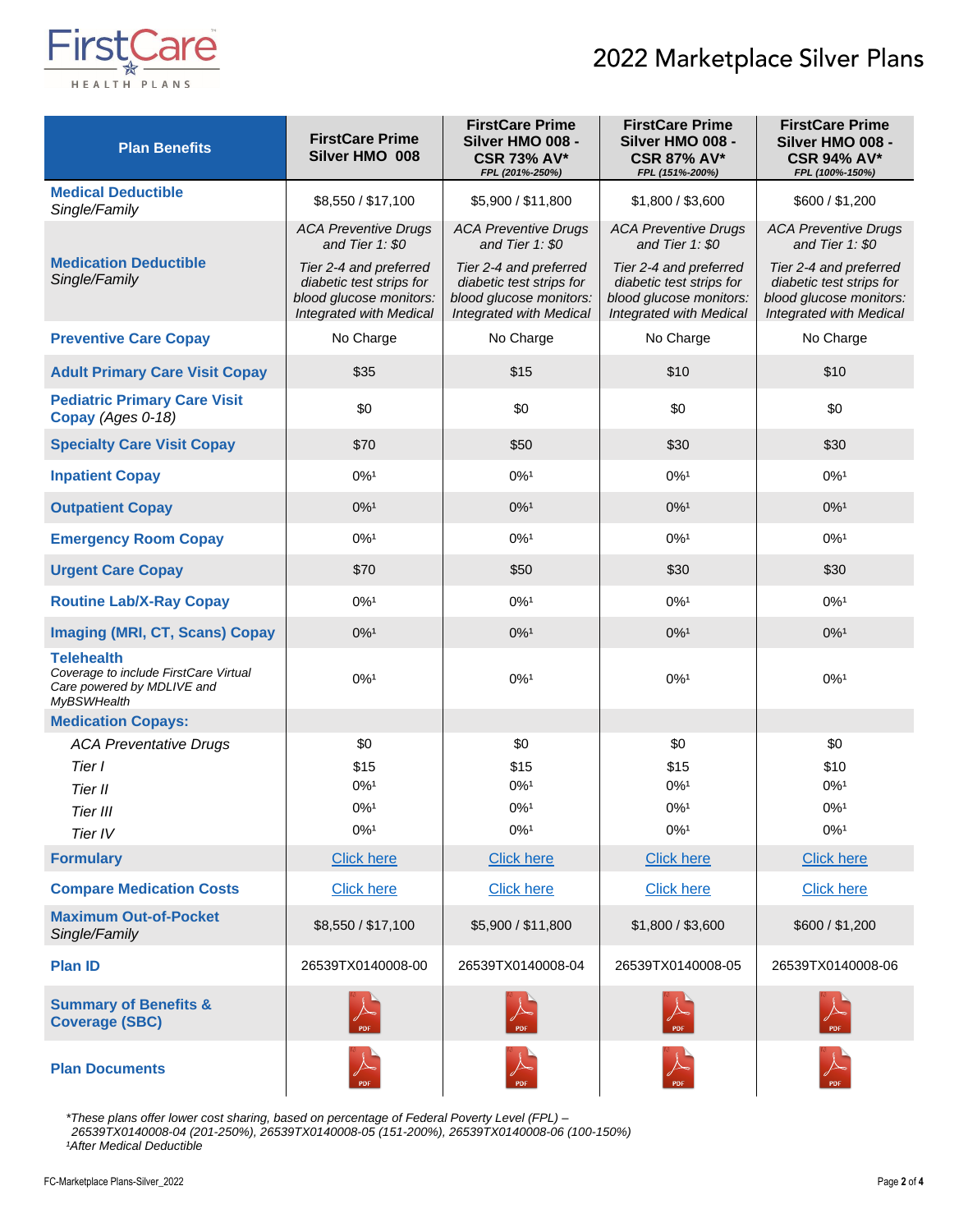# 2022 Marketplace Silver Plans

| Plan Benefits | FirstCare Prime Silver HMO 008 | FirstCare Prime Silver HMO 008 - CSR 73% AV* *FPL (201%-250%)* | FirstCare Prime Silver HMO 008 - CSR 87% AV* *FPL (151%-200%)* | FirstCare Prime Silver HMO 008 - CSR 94% AV* *FPL (100%-150%)* |
|---|---|---|---|---|
| **Medical Deductible** *Single/Family* | $8,550 / $17,100 | $5,900 / $11,800 | $1,800 / $3,600 | $600 / $1,200 |
| **Medication Deductible** *Single/Family* | *ACA Preventive Drugs and Tier 1: $0* *Tier 2-4 and preferred diabetic test strips for blood glucose monitors: Integrated with Medical* | *ACA Preventive Drugs and Tier 1: $0* *Tier 2-4 and preferred diabetic test strips for blood glucose monitors: Integrated with Medical* | *ACA Preventive Drugs and Tier 1: $0* *Tier 2-4 and preferred diabetic test strips for blood glucose monitors: Integrated with Medical* | *ACA Preventive Drugs and Tier 1: $0* *Tier 2-4 and preferred diabetic test strips for blood glucose monitors: Integrated with Medical* |
| **Preventive Care Copay** | No Charge | No Charge | No Charge | No Charge |
| **Adult Primary Care Visit Copay** | $35 | $15 | $10 | $10 |
| **Pediatric Primary Care Visit Copay** *(Ages 0-18)* | $0 | $0 | $0 | $0 |
| **Specialty Care Visit Copay** | $70 | $50 | $30 | $30 |
| **Inpatient Copay** | 0%[1] | 0%[1] | 0%[1] | 0%[1] |
| **Outpatient Copay** | 0%[1] | 0%[1] | 0%[1] | 0%[1] |
| **Emergency Room Copay** | 0%[1] | 0%[1] | 0%[1] | 0%[1] |
| **Urgent Care Copay** | $70 | $50 | $30 | $30 |
| **Routine Lab/X-Ray Copay** | 0%[1] | 0%[1] | 0%[1] | 0%[1] |
| **Imaging (MRI, CT, Scans) Copay** | 0%[1] | 0%[1] | 0%[1] | 0%[1] |
| **Telehealth** *Coverage to include FirstCare Virtual Care powered by MDLIVE and MyBSWHealth* | 0%[1] | 0%[1] | 0%[1] | 0%[1] |
| **Medication Copays:** | | | | |
| *ACA Preventative Drugs* | $0 | $0 | $0 | $0 |
| *Tier I* | $15 | $15 | $15 | $10 |
| *Tier II* | 0%[1] | 0%[1] | 0%[1] | 0%[1] |
| *Tier III* | 0%[1] | 0%[1] | 0%[1] | 0%[1] |
| *Tier IV* | 0%[1] | 0%[1] | 0%[1] | 0%[1] |
| **Formulary** | Click here | Click here | Click here | Click here |
| **Compare Medication Costs** | Click here | Click here | Click here | Click here |
| **Maximum Out-of-Pocket** *Single/Family* | $8,550 / $17,100 | $5,900 / $11,800 | $1,800 / $3,600 | $600 / $1,200 |
| **Plan ID** | 26539TX0140008-00 | 26539TX0140008-04 | 26539TX0140008-05 | 26539TX0140008-06 |
| **Summary of Benefits & Coverage (SBC)** | PDF | PDF | PDF | PDF |
| **Plan Documents** | PDF | PDF | PDF | PDF |

*\*These plans offer lower cost sharing, based on percentage of Federal Poverty Level (FPL) – 26539TX0140008-04 (201-250%), 26539TX0140008-05 (151-200%), 26539TX0140008-06 (100-150%)*

*[1]After Medical Deductible*

FC-Marketplace Plans-Silver_2022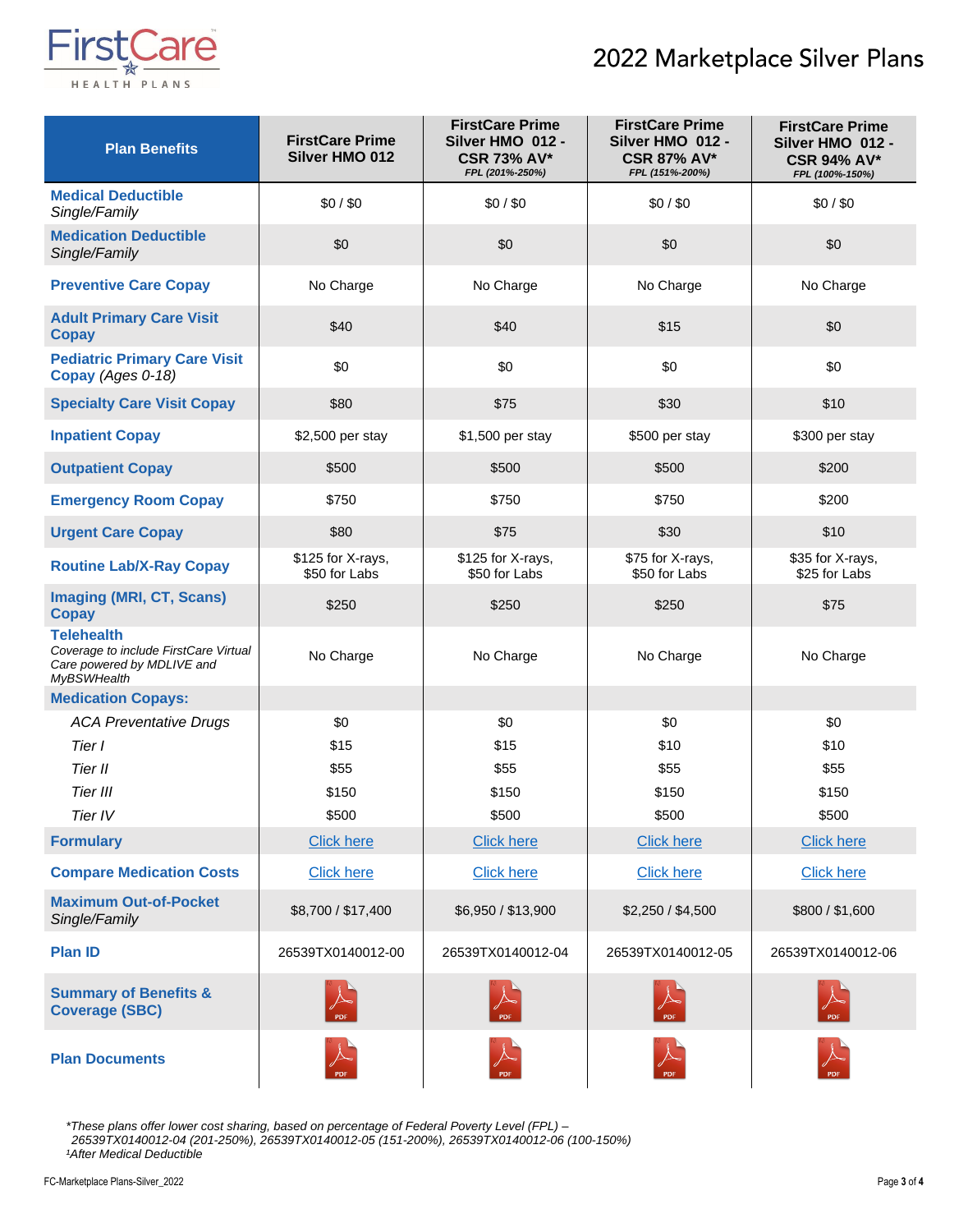FirstCare HEALTH PLANS

# 2022 Marketplace Silver Plans

| Plan Benefits | FirstCare Prime Silver HMO 012 | FirstCare Prime Silver HMO 012 - CSR 73% AV* *FPL (201%-250%)* | FirstCare Prime Silver HMO 012 - CSR 87% AV* *FPL (151%-200%)* | FirstCare Prime Silver HMO 012 - CSR 94% AV* *FPL (100%-150%)* |
|---|---|---|---|---|
| **Medical Deductible** *Single/Family* | $0 / $0 | $0 / $0 | $0 / $0 | $0 / $0 |
| **Medication Deductible** *Single/Family* | $0 | $0 | $0 | $0 |
| **Preventive Care Copay** | No Charge | No Charge | No Charge | No Charge |
| **Adult Primary Care Visit Copay** | $40 | $40 | $15 | $0 |
| **Pediatric Primary Care Visit Copay** *(Ages 0-18)* | $0 | $0 | $0 | $0 |
| **Specialty Care Visit Copay** | $80 | $75 | $30 | $10 |
| **Inpatient Copay** | $2,500 per stay | $1,500 per stay | $500 per stay | $300 per stay |
| **Outpatient Copay** | $500 | $500 | $500 | $200 |
| **Emergency Room Copay** | $750 | $750 | $750 | $200 |
| **Urgent Care Copay** | $80 | $75 | $30 | $10 |
| **Routine Lab/X-Ray Copay** | $125 for X-rays, $50 for Labs | $125 for X-rays, $50 for Labs | $75 for X-rays, $50 for Labs | $35 for X-rays, $25 for Labs |
| **Imaging (MRI, CT, Scans) Copay** | $250 | $250 | $250 | $75 |
| **Telehealth** *Coverage to include FirstCare Virtual Care powered by MDLIVE and MyBSWHealth* | No Charge | No Charge | No Charge | No Charge |
| **Medication Copays:** | | | | |
| *ACA Preventative Drugs* | $0 | $0 | $0 | $0 |
| *Tier I* | $15 | $15 | $10 | $10 |
| *Tier II* | $55 | $55 | $55 | $55 |
| *Tier III* | $150 | $150 | $150 | $150 |
| *Tier IV* | $500 | $500 | $500 | $500 |
| **Formulary** | Click here | Click here | Click here | Click here |
| **Compare Medication Costs** | Click here | Click here | Click here | Click here |
| **Maximum Out-of-Pocket** *Single/Family* | $8,700 / $17,400 | $6,950 / $13,900 | $2,250 / $4,500 | $800 / $1,600 |
| **Plan ID** | 26539TX0140012-00 | 26539TX0140012-04 | 26539TX0140012-05 | 26539TX0140012-06 |
| **Summary of Benefits & Coverage (SBC)** | PDF | PDF | PDF | PDF |
| **Plan Documents** | PDF | PDF | PDF | PDF |

*These plans offer lower cost sharing, based on percentage of Federal Poverty Level (FPL) – 26539TX0140012-04 (201-250%), 26539TX0140012-05 (151-200%), 26539TX0140012-06 (100-150%)

[1]After Medical Deductible

FC-Marketplace Plans-Silver_2022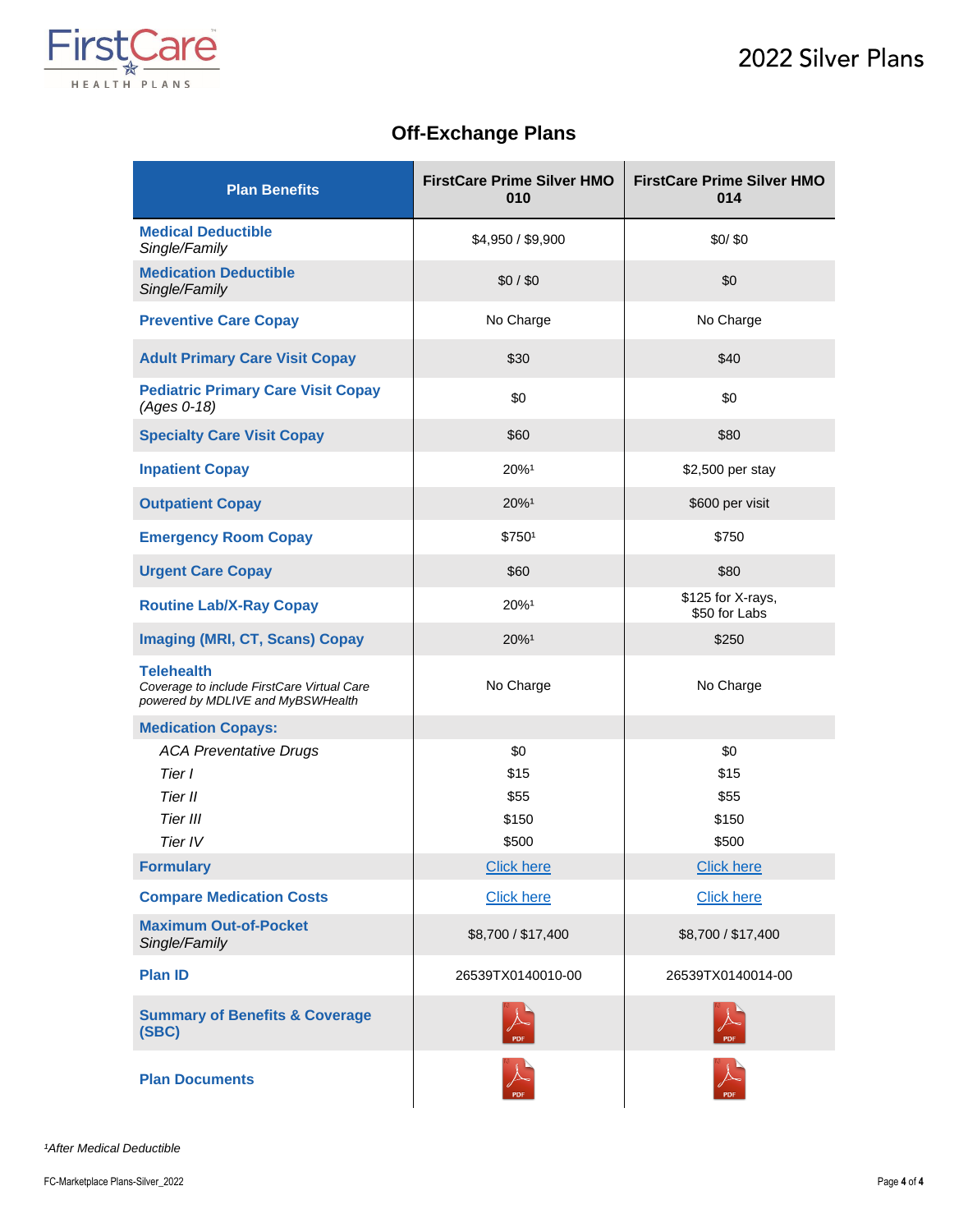# 2022 Silver Plans

## Off-Exchange Plans

| Plan Benefits | FirstCare Prime Silver HMO 010 | FirstCare Prime Silver HMO 014 |
|---|---|---|
| **Medical Deductible** *Single/Family* | $4,950 / $9,900 | $0/ $0 |
| **Medication Deductible** *Single/Family* | $0 / $0 | $0 |
| **Preventive Care Copay** | No Charge | No Charge |
| **Adult Primary Care Visit Copay** | $30 | $40 |
| **Pediatric Primary Care Visit Copay** *(Ages 0-18)* | $0 | $0 |
| **Specialty Care Visit Copay** | $60 | $80 |
| **Inpatient Copay** | 20%[1] | $2,500 per stay |
| **Outpatient Copay** | 20%[1] | $600 per visit |
| **Emergency Room Copay** | $750[1] | $750 |
| **Urgent Care Copay** | $60 | $80 |
| **Routine Lab/X-Ray Copay** | 20%[1] | $125 for X-rays, $50 for Labs |
| **Imaging (MRI, CT, Scans) Copay** | 20%[1] | $250 |
| **Telehealth** *Coverage to include FirstCare Virtual Care powered by MDLIVE and MyBSWHealth* | No Charge | No Charge |
| **Medication Copays:** | | |
| *ACA Preventative Drugs* | $0 | $0 |
| *Tier I* | $15 | $15 |
| *Tier II* | $55 | $55 |
| *Tier III* | $150 | $150 |
| *Tier IV* | $500 | $500 |
| **Formulary** | Click here | Click here |
| **Compare Medication Costs** | Click here | Click here |
| **Maximum Out-of-Pocket** *Single/Family* | $8,700 / $17,400 | $8,700 / $17,400 |
| **Plan ID** | 26539TX0140010-00 | 26539TX0140014-00 |
| **Summary of Benefits & Coverage (SBC)** | PDF | PDF |
| **Plan Documents** | PDF | PDF |

*[1]After Medical Deductible*

FC-Marketplace Plans-Silver_2022